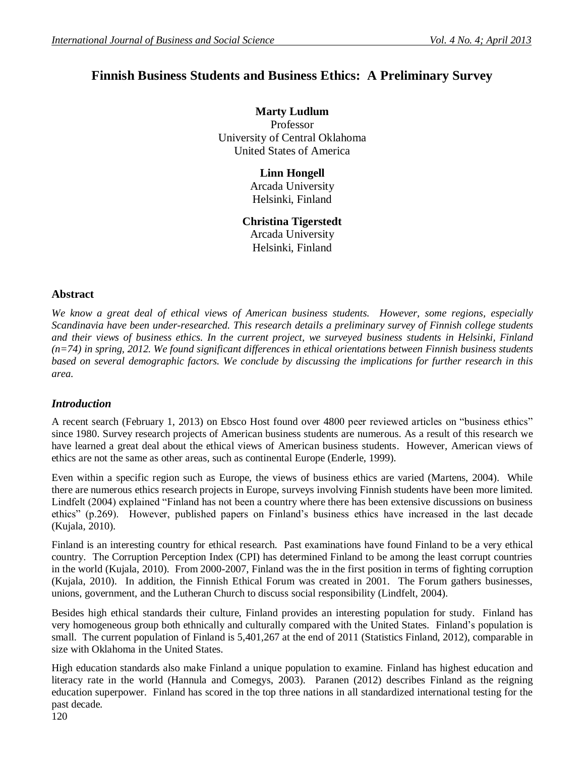# Finnish Business Students and Business Ethics: A Preliminary Survey

**Marty Ludlum**
Professor
University of Central Oklahoma
United States of America

**Linn Hongell**
Arcada University
Helsinki, Finland

**Christina Tigerstedt**
Arcada University
Helsinki, Finland

## Abstract

*We know a great deal of ethical views of American business students. However, some regions, especially Scandinavia have been under-researched. This research details a preliminary survey of Finnish college students and their views of business ethics. In the current project, we surveyed business students in Helsinki, Finland (n=74) in spring, 2012. We found significant differences in ethical orientations between Finnish business students based on several demographic factors. We conclude by discussing the implications for further research in this area.*

## *Introduction*

A recent search (February 1, 2013) on Ebsco Host found over 4800 peer reviewed articles on "business ethics" since 1980. Survey research projects of American business students are numerous. As a result of this research we have learned a great deal about the ethical views of American business students. However, American views of ethics are not the same as other areas, such as continental Europe (Enderle, 1999).

Even within a specific region such as Europe, the views of business ethics are varied (Martens, 2004). While there are numerous ethics research projects in Europe, surveys involving Finnish students have been more limited. Lindfelt (2004) explained "Finland has not been a country where there has been extensive discussions on business ethics" (p.269). However, published papers on Finland's business ethics have increased in the last decade (Kujala, 2010).

Finland is an interesting country for ethical research. Past examinations have found Finland to be a very ethical country. The Corruption Perception Index (CPI) has determined Finland to be among the least corrupt countries in the world (Kujala, 2010). From 2000-2007, Finland was the in the first position in terms of fighting corruption (Kujala, 2010). In addition, the Finnish Ethical Forum was created in 2001. The Forum gathers businesses, unions, government, and the Lutheran Church to discuss social responsibility (Lindfelt, 2004).

Besides high ethical standards their culture, Finland provides an interesting population for study. Finland has very homogeneous group both ethnically and culturally compared with the United States. Finland's population is small. The current population of Finland is 5,401,267 at the end of 2011 (Statistics Finland, 2012), comparable in size with Oklahoma in the United States.

High education standards also make Finland a unique population to examine. Finland has highest education and literacy rate in the world (Hannula and Comegys, 2003). Paranen (2012) describes Finland as the reigning education superpower. Finland has scored in the top three nations in all standardized international testing for the past decade.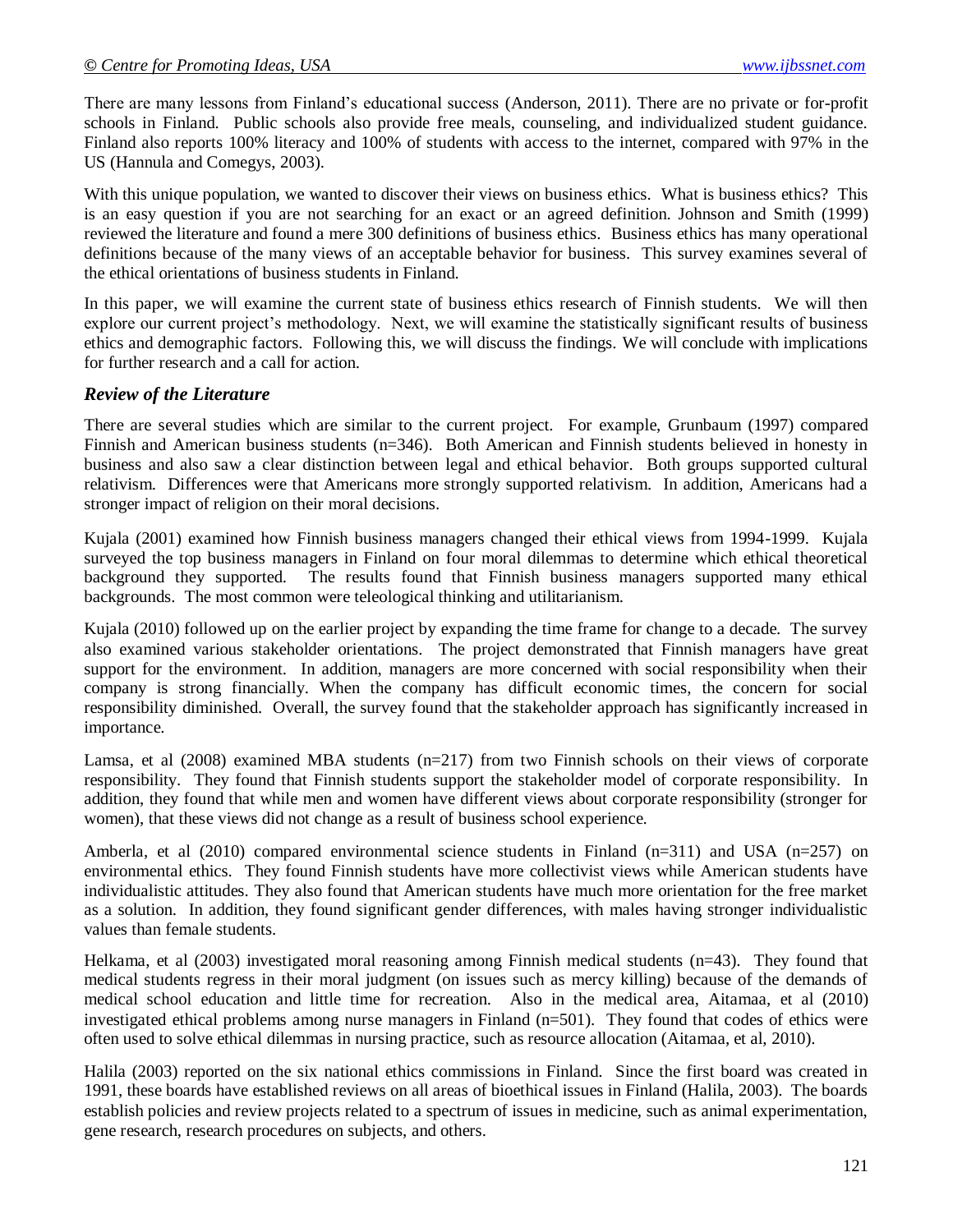There are many lessons from Finland's educational success (Anderson, 2011). There are no private or for-profit schools in Finland. Public schools also provide free meals, counseling, and individualized student guidance. Finland also reports 100% literacy and 100% of students with access to the internet, compared with 97% in the US (Hannula and Comegys, 2003).

With this unique population, we wanted to discover their views on business ethics. What is business ethics? This is an easy question if you are not searching for an exact or an agreed definition. Johnson and Smith (1999) reviewed the literature and found a mere 300 definitions of business ethics. Business ethics has many operational definitions because of the many views of an acceptable behavior for business. This survey examines several of the ethical orientations of business students in Finland.

In this paper, we will examine the current state of business ethics research of Finnish students. We will then explore our current project's methodology. Next, we will examine the statistically significant results of business ethics and demographic factors. Following this, we will discuss the findings. We will conclude with implications for further research and a call for action.

## *Review of the Literature*

There are several studies which are similar to the current project. For example, Grunbaum (1997) compared Finnish and American business students (n=346). Both American and Finnish students believed in honesty in business and also saw a clear distinction between legal and ethical behavior. Both groups supported cultural relativism. Differences were that Americans more strongly supported relativism. In addition, Americans had a stronger impact of religion on their moral decisions.

Kujala (2001) examined how Finnish business managers changed their ethical views from 1994-1999. Kujala surveyed the top business managers in Finland on four moral dilemmas to determine which ethical theoretical background they supported. The results found that Finnish business managers supported many ethical backgrounds. The most common were teleological thinking and utilitarianism.

Kujala (2010) followed up on the earlier project by expanding the time frame for change to a decade. The survey also examined various stakeholder orientations. The project demonstrated that Finnish managers have great support for the environment. In addition, managers are more concerned with social responsibility when their company is strong financially. When the company has difficult economic times, the concern for social responsibility diminished. Overall, the survey found that the stakeholder approach has significantly increased in importance.

Lamsa, et al (2008) examined MBA students (n=217) from two Finnish schools on their views of corporate responsibility. They found that Finnish students support the stakeholder model of corporate responsibility. In addition, they found that while men and women have different views about corporate responsibility (stronger for women), that these views did not change as a result of business school experience.

Amberla, et al (2010) compared environmental science students in Finland (n=311) and USA (n=257) on environmental ethics. They found Finnish students have more collectivist views while American students have individualistic attitudes. They also found that American students have much more orientation for the free market as a solution. In addition, they found significant gender differences, with males having stronger individualistic values than female students.

Helkama, et al (2003) investigated moral reasoning among Finnish medical students (n=43). They found that medical students regress in their moral judgment (on issues such as mercy killing) because of the demands of medical school education and little time for recreation. Also in the medical area, Aitamaa, et al (2010) investigated ethical problems among nurse managers in Finland (n=501). They found that codes of ethics were often used to solve ethical dilemmas in nursing practice, such as resource allocation (Aitamaa, et al, 2010).

Halila (2003) reported on the six national ethics commissions in Finland. Since the first board was created in 1991, these boards have established reviews on all areas of bioethical issues in Finland (Halila, 2003). The boards establish policies and review projects related to a spectrum of issues in medicine, such as animal experimentation, gene research, research procedures on subjects, and others.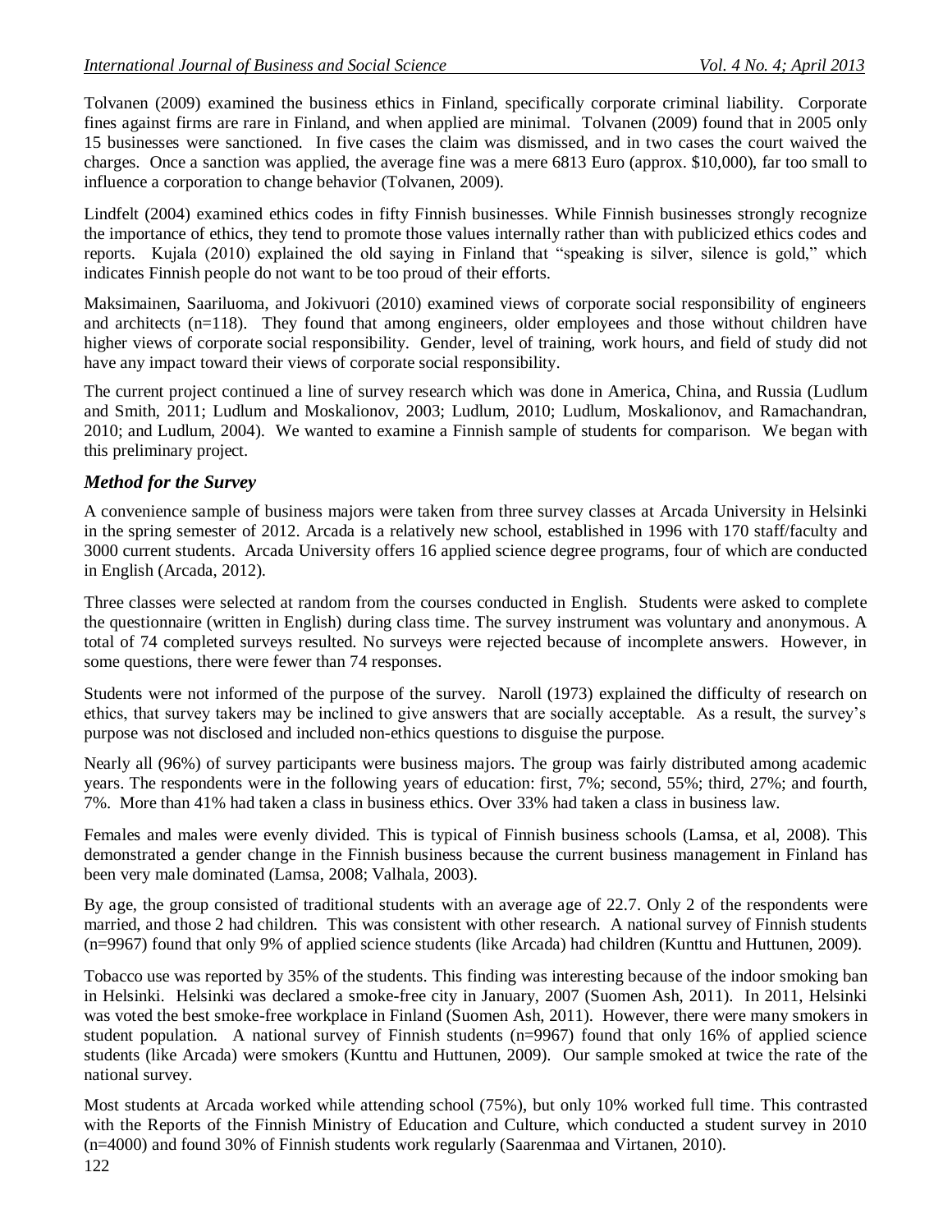Tolvanen (2009) examined the business ethics in Finland, specifically corporate criminal liability. Corporate fines against firms are rare in Finland, and when applied are minimal. Tolvanen (2009) found that in 2005 only 15 businesses were sanctioned. In five cases the claim was dismissed, and in two cases the court waived the charges. Once a sanction was applied, the average fine was a mere 6813 Euro (approx. $10,000), far too small to influence a corporation to change behavior (Tolvanen, 2009).

Lindfelt (2004) examined ethics codes in fifty Finnish businesses. While Finnish businesses strongly recognize the importance of ethics, they tend to promote those values internally rather than with publicized ethics codes and reports. Kujala (2010) explained the old saying in Finland that "speaking is silver, silence is gold," which indicates Finnish people do not want to be too proud of their efforts.

Maksimainen, Saariluoma, and Jokivuori (2010) examined views of corporate social responsibility of engineers and architects (n=118). They found that among engineers, older employees and those without children have higher views of corporate social responsibility. Gender, level of training, work hours, and field of study did not have any impact toward their views of corporate social responsibility.

The current project continued a line of survey research which was done in America, China, and Russia (Ludlum and Smith, 2011; Ludlum and Moskalionov, 2003; Ludlum, 2010; Ludlum, Moskalionov, and Ramachandran, 2010; and Ludlum, 2004). We wanted to examine a Finnish sample of students for comparison. We began with this preliminary project.

## *Method for the Survey*

A convenience sample of business majors were taken from three survey classes at Arcada University in Helsinki in the spring semester of 2012. Arcada is a relatively new school, established in 1996 with 170 staff/faculty and 3000 current students. Arcada University offers 16 applied science degree programs, four of which are conducted in English (Arcada, 2012).

Three classes were selected at random from the courses conducted in English. Students were asked to complete the questionnaire (written in English) during class time. The survey instrument was voluntary and anonymous. A total of 74 completed surveys resulted. No surveys were rejected because of incomplete answers. However, in some questions, there were fewer than 74 responses.

Students were not informed of the purpose of the survey. Naroll (1973) explained the difficulty of research on ethics, that survey takers may be inclined to give answers that are socially acceptable. As a result, the survey's purpose was not disclosed and included non-ethics questions to disguise the purpose.

Nearly all (96%) of survey participants were business majors. The group was fairly distributed among academic years. The respondents were in the following years of education: first, 7%; second, 55%; third, 27%; and fourth, 7%. More than 41% had taken a class in business ethics. Over 33% had taken a class in business law.

Females and males were evenly divided. This is typical of Finnish business schools (Lamsa, et al, 2008). This demonstrated a gender change in the Finnish business because the current business management in Finland has been very male dominated (Lamsa, 2008; Valhala, 2003).

By age, the group consisted of traditional students with an average age of 22.7. Only 2 of the respondents were married, and those 2 had children. This was consistent with other research. A national survey of Finnish students (n=9967) found that only 9% of applied science students (like Arcada) had children (Kunttu and Huttunen, 2009).

Tobacco use was reported by 35% of the students. This finding was interesting because of the indoor smoking ban in Helsinki. Helsinki was declared a smoke-free city in January, 2007 (Suomen Ash, 2011). In 2011, Helsinki was voted the best smoke-free workplace in Finland (Suomen Ash, 2011). However, there were many smokers in student population. A national survey of Finnish students (n=9967) found that only 16% of applied science students (like Arcada) were smokers (Kunttu and Huttunen, 2009). Our sample smoked at twice the rate of the national survey.

Most students at Arcada worked while attending school (75%), but only 10% worked full time. This contrasted with the Reports of the Finnish Ministry of Education and Culture, which conducted a student survey in 2010 (n=4000) and found 30% of Finnish students work regularly (Saarenmaa and Virtanen, 2010).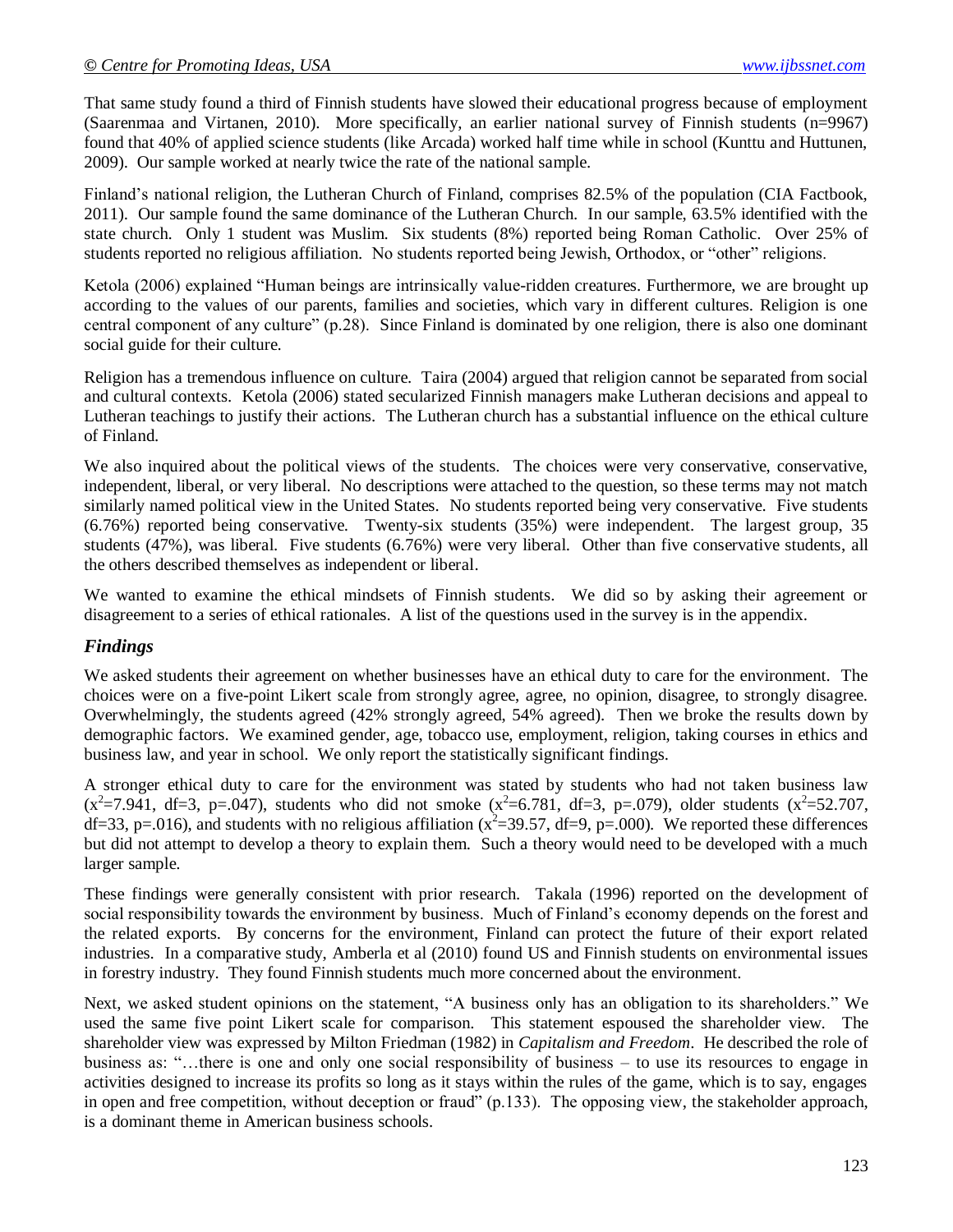That same study found a third of Finnish students have slowed their educational progress because of employment (Saarenmaa and Virtanen, 2010). More specifically, an earlier national survey of Finnish students (n=9967) found that 40% of applied science students (like Arcada) worked half time while in school (Kunttu and Huttunen, 2009). Our sample worked at nearly twice the rate of the national sample.

Finland's national religion, the Lutheran Church of Finland, comprises 82.5% of the population (CIA Factbook, 2011). Our sample found the same dominance of the Lutheran Church. In our sample, 63.5% identified with the state church. Only 1 student was Muslim. Six students (8%) reported being Roman Catholic. Over 25% of students reported no religious affiliation. No students reported being Jewish, Orthodox, or "other" religions.

Ketola (2006) explained "Human beings are intrinsically value-ridden creatures. Furthermore, we are brought up according to the values of our parents, families and societies, which vary in different cultures. Religion is one central component of any culture" (p.28). Since Finland is dominated by one religion, there is also one dominant social guide for their culture.

Religion has a tremendous influence on culture. Taira (2004) argued that religion cannot be separated from social and cultural contexts. Ketola (2006) stated secularized Finnish managers make Lutheran decisions and appeal to Lutheran teachings to justify their actions. The Lutheran church has a substantial influence on the ethical culture of Finland.

We also inquired about the political views of the students. The choices were very conservative, conservative, independent, liberal, or very liberal. No descriptions were attached to the question, so these terms may not match similarly named political view in the United States. No students reported being very conservative. Five students (6.76%) reported being conservative. Twenty-six students (35%) were independent. The largest group, 35 students (47%), was liberal. Five students (6.76%) were very liberal. Other than five conservative students, all the others described themselves as independent or liberal.

We wanted to examine the ethical mindsets of Finnish students. We did so by asking their agreement or disagreement to a series of ethical rationales. A list of the questions used in the survey is in the appendix.

### *Findings*

We asked students their agreement on whether businesses have an ethical duty to care for the environment. The choices were on a five-point Likert scale from strongly agree, agree, no opinion, disagree, to strongly disagree. Overwhelmingly, the students agreed (42% strongly agreed, 54% agreed). Then we broke the results down by demographic factors. We examined gender, age, tobacco use, employment, religion, taking courses in ethics and business law, and year in school. We only report the statistically significant findings.

A stronger ethical duty to care for the environment was stated by students who had not taken business law ($x^2$=7.941, df=3, p=.047), students who did not smoke ($x^2$=6.781, df=3, p=.079), older students ($x^2$=52.707, df=33, p=.016), and students with no religious affiliation ($x^2$=39.57, df=9, p=.000). We reported these differences but did not attempt to develop a theory to explain them. Such a theory would need to be developed with a much larger sample.

These findings were generally consistent with prior research. Takala (1996) reported on the development of social responsibility towards the environment by business. Much of Finland's economy depends on the forest and the related exports. By concerns for the environment, Finland can protect the future of their export related industries. In a comparative study, Amberla et al (2010) found US and Finnish students on environmental issues in forestry industry. They found Finnish students much more concerned about the environment.

Next, we asked student opinions on the statement, "A business only has an obligation to its shareholders." We used the same five point Likert scale for comparison. This statement espoused the shareholder view. The shareholder view was expressed by Milton Friedman (1982) in *Capitalism and Freedom*. He described the role of business as: "…there is one and only one social responsibility of business – to use its resources to engage in activities designed to increase its profits so long as it stays within the rules of the game, which is to say, engages in open and free competition, without deception or fraud" (p.133). The opposing view, the stakeholder approach, is a dominant theme in American business schools.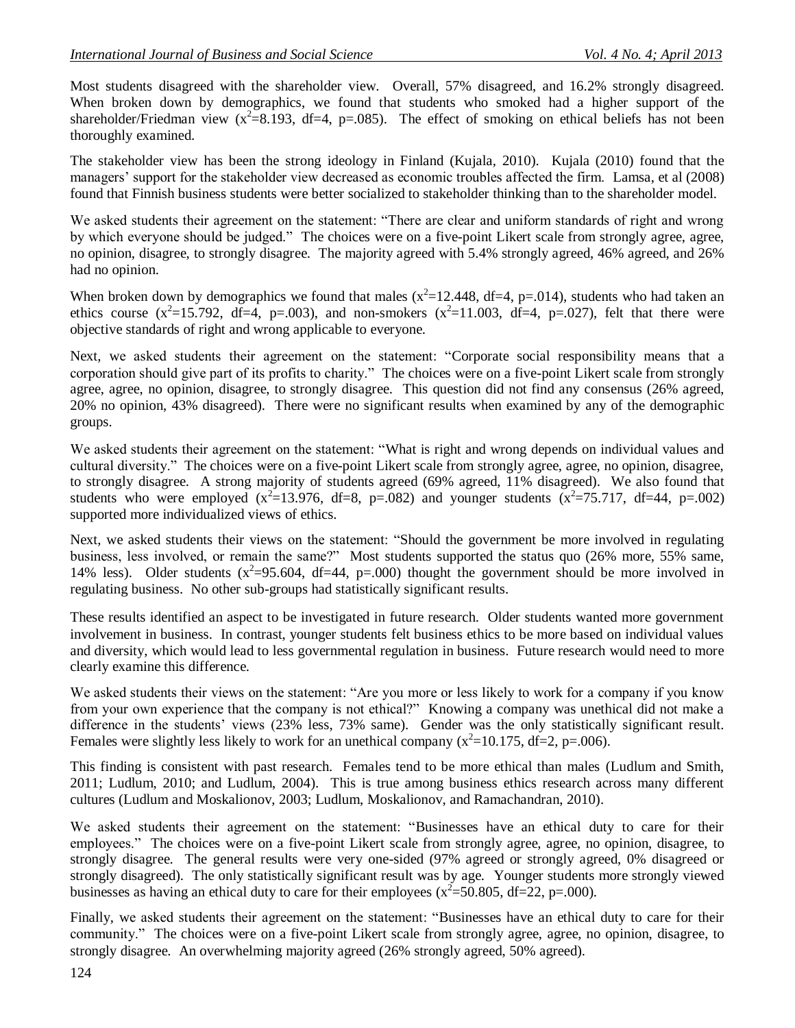Most students disagreed with the shareholder view. Overall, 57% disagreed, and 16.2% strongly disagreed. When broken down by demographics, we found that students who smoked had a higher support of the shareholder/Friedman view ($x^2$=8.193, df=4, p=.085). The effect of smoking on ethical beliefs has not been thoroughly examined.

The stakeholder view has been the strong ideology in Finland (Kujala, 2010). Kujala (2010) found that the managers' support for the stakeholder view decreased as economic troubles affected the firm. Lamsa, et al (2008) found that Finnish business students were better socialized to stakeholder thinking than to the shareholder model.

We asked students their agreement on the statement: "There are clear and uniform standards of right and wrong by which everyone should be judged." The choices were on a five-point Likert scale from strongly agree, agree, no opinion, disagree, to strongly disagree. The majority agreed with 5.4% strongly agreed, 46% agreed, and 26% had no opinion.

When broken down by demographics we found that males ($x^2$=12.448, df=4, p=.014), students who had taken an ethics course ($x^2$=15.792, df=4, p=.003), and non-smokers ($x^2$=11.003, df=4, p=.027), felt that there were objective standards of right and wrong applicable to everyone.

Next, we asked students their agreement on the statement: "Corporate social responsibility means that a corporation should give part of its profits to charity." The choices were on a five-point Likert scale from strongly agree, agree, no opinion, disagree, to strongly disagree. This question did not find any consensus (26% agreed, 20% no opinion, 43% disagreed). There were no significant results when examined by any of the demographic groups.

We asked students their agreement on the statement: "What is right and wrong depends on individual values and cultural diversity." The choices were on a five-point Likert scale from strongly agree, agree, no opinion, disagree, to strongly disagree. A strong majority of students agreed (69% agreed, 11% disagreed). We also found that students who were employed ($x^2$=13.976, df=8, p=.082) and younger students ($x^2$=75.717, df=44, p=.002) supported more individualized views of ethics.

Next, we asked students their views on the statement: "Should the government be more involved in regulating business, less involved, or remain the same?" Most students supported the status quo (26% more, 55% same, 14% less). Older students ($x^2$=95.604, df=44, p=.000) thought the government should be more involved in regulating business. No other sub-groups had statistically significant results.

These results identified an aspect to be investigated in future research. Older students wanted more government involvement in business. In contrast, younger students felt business ethics to be more based on individual values and diversity, which would lead to less governmental regulation in business. Future research would need to more clearly examine this difference.

We asked students their views on the statement: "Are you more or less likely to work for a company if you know from your own experience that the company is not ethical?" Knowing a company was unethical did not make a difference in the students' views (23% less, 73% same). Gender was the only statistically significant result. Females were slightly less likely to work for an unethical company ($x^2$=10.175, df=2, p=.006).

This finding is consistent with past research. Females tend to be more ethical than males (Ludlum and Smith, 2011; Ludlum, 2010; and Ludlum, 2004). This is true among business ethics research across many different cultures (Ludlum and Moskalionov, 2003; Ludlum, Moskalionov, and Ramachandran, 2010).

We asked students their agreement on the statement: "Businesses have an ethical duty to care for their employees." The choices were on a five-point Likert scale from strongly agree, agree, no opinion, disagree, to strongly disagree. The general results were very one-sided (97% agreed or strongly agreed, 0% disagreed or strongly disagreed). The only statistically significant result was by age. Younger students more strongly viewed businesses as having an ethical duty to care for their employees ($x^2$=50.805, df=22, p=.000).

Finally, we asked students their agreement on the statement: "Businesses have an ethical duty to care for their community." The choices were on a five-point Likert scale from strongly agree, agree, no opinion, disagree, to strongly disagree. An overwhelming majority agreed (26% strongly agreed, 50% agreed).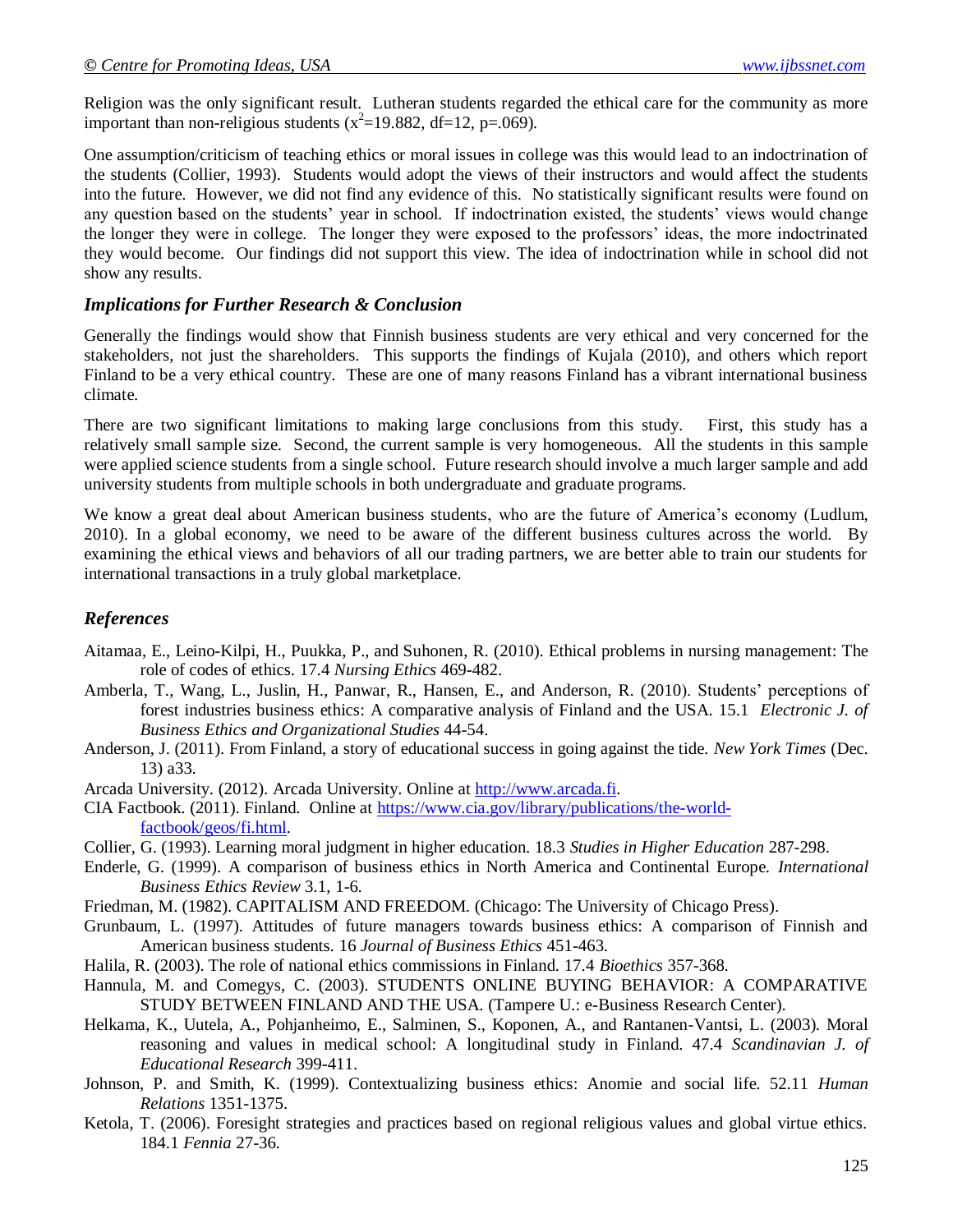Religion was the only significant result. Lutheran students regarded the ethical care for the community as more important than non-religious students ($x^2$=19.882, df=12, p=.069).

One assumption/criticism of teaching ethics or moral issues in college was this would lead to an indoctrination of the students (Collier, 1993). Students would adopt the views of their instructors and would affect the students into the future. However, we did not find any evidence of this. No statistically significant results were found on any question based on the students' year in school. If indoctrination existed, the students' views would change the longer they were in college. The longer they were exposed to the professors' ideas, the more indoctrinated they would become. Our findings did not support this view. The idea of indoctrination while in school did not show any results.

### *Implications for Further Research & Conclusion*

Generally the findings would show that Finnish business students are very ethical and very concerned for the stakeholders, not just the shareholders. This supports the findings of Kujala (2010), and others which report Finland to be a very ethical country. These are one of many reasons Finland has a vibrant international business climate.

There are two significant limitations to making large conclusions from this study. First, this study has a relatively small sample size. Second, the current sample is very homogeneous. All the students in this sample were applied science students from a single school. Future research should involve a much larger sample and add university students from multiple schools in both undergraduate and graduate programs.

We know a great deal about American business students, who are the future of America's economy (Ludlum, 2010). In a global economy, we need to be aware of the different business cultures across the world. By examining the ethical views and behaviors of all our trading partners, we are better able to train our students for international transactions in a truly global marketplace.

### *References*

Aitamaa, E., Leino-Kilpi, H., Puukka, P., and Suhonen, R. (2010). Ethical problems in nursing management: The role of codes of ethics. 17.4 *Nursing Ethics* 469-482.

Amberla, T., Wang, L., Juslin, H., Panwar, R., Hansen, E., and Anderson, R. (2010). Students' perceptions of forest industries business ethics: A comparative analysis of Finland and the USA. 15.1 *Electronic J. of Business Ethics and Organizational Studies* 44-54.

Anderson, J. (2011). From Finland, a story of educational success in going against the tide. *New York Times* (Dec. 13) a33.

Arcada University. (2012). Arcada University. Online at http://www.arcada.fi.

CIA Factbook. (2011). Finland. Online at https://www.cia.gov/library/publications/the-world-factbook/geos/fi.html.

Collier, G. (1993). Learning moral judgment in higher education. 18.3 *Studies in Higher Education* 287-298.

Enderle, G. (1999). A comparison of business ethics in North America and Continental Europe. *International Business Ethics Review* 3.1, 1-6.

Friedman, M. (1982). CAPITALISM AND FREEDOM. (Chicago: The University of Chicago Press).

Grunbaum, L. (1997). Attitudes of future managers towards business ethics: A comparison of Finnish and American business students. 16 *Journal of Business Ethics* 451-463.

Halila, R. (2003). The role of national ethics commissions in Finland. 17.4 *Bioethics* 357-368.

Hannula, M. and Comegys, C. (2003). STUDENTS ONLINE BUYING BEHAVIOR: A COMPARATIVE STUDY BETWEEN FINLAND AND THE USA. (Tampere U.: e-Business Research Center).

Helkama, K., Uutela, A., Pohjanheimo, E., Salminen, S., Koponen, A., and Rantanen-Vantsi, L. (2003). Moral reasoning and values in medical school: A longitudinal study in Finland. 47.4 *Scandinavian J. of Educational Research* 399-411.

Johnson, P. and Smith, K. (1999). Contextualizing business ethics: Anomie and social life. 52.11 *Human Relations* 1351-1375.

Ketola, T. (2006). Foresight strategies and practices based on regional religious values and global virtue ethics. 184.1 *Fennia* 27-36.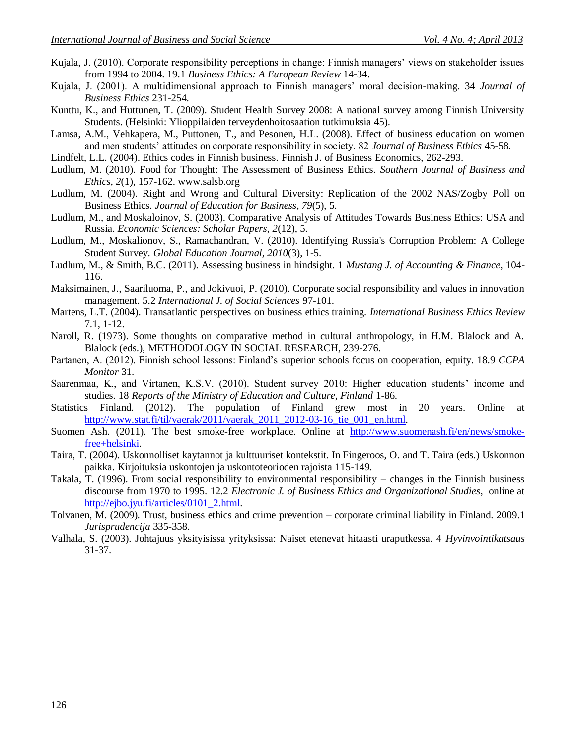Kujala, J. (2010). Corporate responsibility perceptions in change: Finnish managers' views on stakeholder issues from 1994 to 2004. 19.1 *Business Ethics: A European Review* 14-34.

Kujala, J. (2001). A multidimensional approach to Finnish managers' moral decision-making. 34 *Journal of Business Ethics* 231-254.

Kunttu, K., and Huttunen, T. (2009). Student Health Survey 2008: A national survey among Finnish University Students. (Helsinki: Ylioppilaiden terveydenhoitosaation tutkimuksia 45).

Lamsa, A.M., Vehkapera, M., Puttonen, T., and Pesonen, H.L. (2008). Effect of business education on women and men students' attitudes on corporate responsibility in society. 82 *Journal of Business Ethics* 45-58.

Lindfelt, L.L. (2004). Ethics codes in Finnish business. Finnish J. of Business Economics, 262-293.

Ludlum, M. (2010). Food for Thought: The Assessment of Business Ethics. *Southern Journal of Business and Ethics, 2*(1), 157-162. www.salsb.org

Ludlum, M. (2004). Right and Wrong and Cultural Diversity: Replication of the 2002 NAS/Zogby Poll on Business Ethics. *Journal of Education for Business, 79*(5), 5.

Ludlum, M., and Moskaloinov, S. (2003). Comparative Analysis of Attitudes Towards Business Ethics: USA and Russia. *Economic Sciences: Scholar Papers, 2*(12), 5.

Ludlum, M., Moskalionov, S., Ramachandran, V. (2010). Identifying Russia's Corruption Problem: A College Student Survey. *Global Education Journal, 2010*(3), 1-5.

Ludlum, M., & Smith, B.C. (2011). Assessing business in hindsight. 1 *Mustang J. of Accounting & Finance*, 104-116.

Maksimainen, J., Saariluoma, P., and Jokivuoi, P. (2010). Corporate social responsibility and values in innovation management. 5.2 *International J. of Social Sciences* 97-101.

Martens, L.T. (2004). Transatlantic perspectives on business ethics training. *International Business Ethics Review* 7.1, 1-12.

Naroll, R. (1973). Some thoughts on comparative method in cultural anthropology, in H.M. Blalock and A. Blalock (eds.), METHODOLOGY IN SOCIAL RESEARCH, 239-276.

Partanen, A. (2012). Finnish school lessons: Finland's superior schools focus on cooperation, equity. 18.9 *CCPA Monitor* 31.

Saarenmaa, K., and Virtanen, K.S.V. (2010). Student survey 2010: Higher education students' income and studies. 18 *Reports of the Ministry of Education and Culture, Finland* 1-86.

Statistics Finland. (2012). The population of Finland grew most in 20 years. Online at http://www.stat.fi/til/vaerak/2011/vaerak_2011_2012-03-16_tie_001_en.html.

Suomen Ash. (2011). The best smoke-free workplace. Online at http://www.suomenash.fi/en/news/smoke-free+helsinki.

Taira, T. (2004). Uskonnolliset kaytannot ja kulttuuriset kontekstit. In Fingeroos, O. and T. Taira (eds.) Uskonnon paikka. Kirjoituksia uskontojen ja uskontoteorioden rajoista 115-149.

Takala, T. (1996). From social responsibility to environmental responsibility – changes in the Finnish business discourse from 1970 to 1995. 12.2 *Electronic J. of Business Ethics and Organizational Studies*, online at http://ejbo.jyu.fi/articles/0101_2.html.

Tolvanen, M. (2009). Trust, business ethics and crime prevention – corporate criminal liability in Finland. 2009.1 *Jurisprudencija* 335-358.

Valhala, S. (2003). Johtajuus yksityisissa yrityksissa: Naiset etenevat hitaasti uraputkessa. 4 *Hyvinvointikatsaus* 31-37.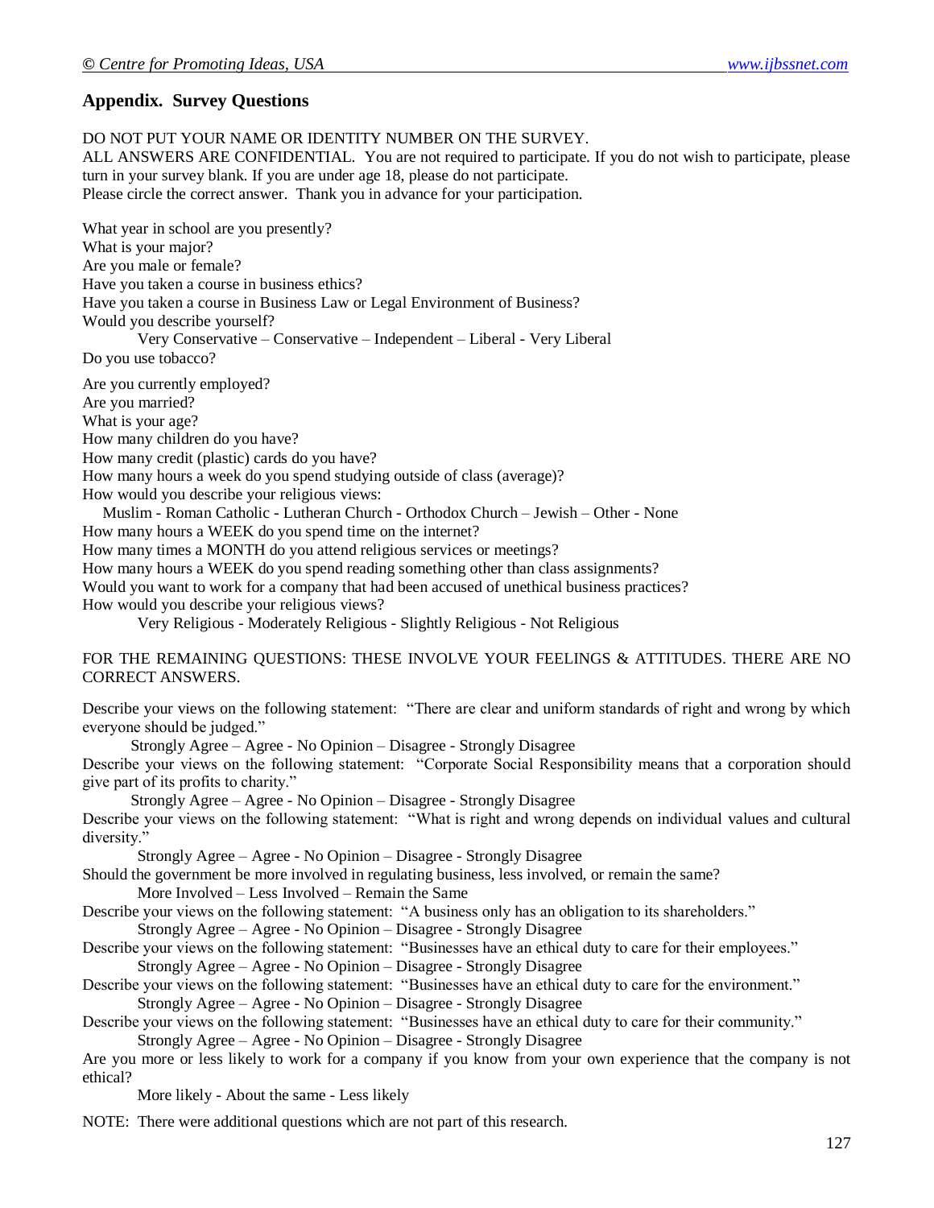## Appendix. Survey Questions

DO NOT PUT YOUR NAME OR IDENTITY NUMBER ON THE SURVEY.
ALL ANSWERS ARE CONFIDENTIAL. You are not required to participate. If you do not wish to participate, please turn in your survey blank. If you are under age 18, please do not participate.
Please circle the correct answer. Thank you in advance for your participation.

What year in school are you presently?
What is your major?
Are you male or female?
Have you taken a course in business ethics?
Have you taken a course in Business Law or Legal Environment of Business?
Would you describe yourself?
Very Conservative – Conservative – Independent – Liberal - Very Liberal
Do you use tobacco?

Are you currently employed?
Are you married?
What is your age?
How many children do you have?
How many credit (plastic) cards do you have?
How many hours a week do you spend studying outside of class (average)?
How would you describe your religious views:
Muslim - Roman Catholic - Lutheran Church - Orthodox Church – Jewish – Other - None
How many hours a WEEK do you spend time on the internet?
How many times a MONTH do you attend religious services or meetings?
How many hours a WEEK do you spend reading something other than class assignments?
Would you want to work for a company that had been accused of unethical business practices?
How would you describe your religious views?
Very Religious - Moderately Religious - Slightly Religious - Not Religious

FOR THE REMAINING QUESTIONS: THESE INVOLVE YOUR FEELINGS & ATTITUDES. THERE ARE NO CORRECT ANSWERS.

Describe your views on the following statement: "There are clear and uniform standards of right and wrong by which everyone should be judged."
Strongly Agree – Agree - No Opinion – Disagree - Strongly Disagree
Describe your views on the following statement: "Corporate Social Responsibility means that a corporation should give part of its profits to charity."
Strongly Agree – Agree - No Opinion – Disagree - Strongly Disagree
Describe your views on the following statement: "What is right and wrong depends on individual values and cultural diversity."
Strongly Agree – Agree - No Opinion – Disagree - Strongly Disagree
Should the government be more involved in regulating business, less involved, or remain the same?
More Involved – Less Involved – Remain the Same
Describe your views on the following statement: "A business only has an obligation to its shareholders."
Strongly Agree – Agree - No Opinion – Disagree - Strongly Disagree
Describe your views on the following statement: "Businesses have an ethical duty to care for their employees."
Strongly Agree – Agree - No Opinion – Disagree - Strongly Disagree
Describe your views on the following statement: "Businesses have an ethical duty to care for the environment."
Strongly Agree – Agree - No Opinion – Disagree - Strongly Disagree
Describe your views on the following statement: "Businesses have an ethical duty to care for their community."
Strongly Agree – Agree - No Opinion – Disagree - Strongly Disagree
Are you more or less likely to work for a company if you know from your own experience that the company is not ethical?
More likely - About the same - Less likely

NOTE: There were additional questions which are not part of this research.